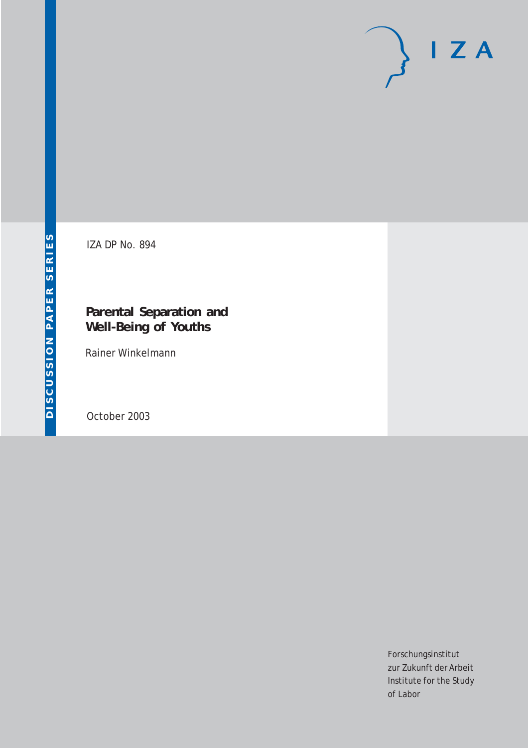IZA

DISCUSSION PAPER SERIES

IZA DP No. 894

# Parental Separation and Well-Being of Youths

Rainer Winkelmann

October 2003

Forschungsinstitut
zur Zukunft der Arbeit
Institute for the Study
of Labor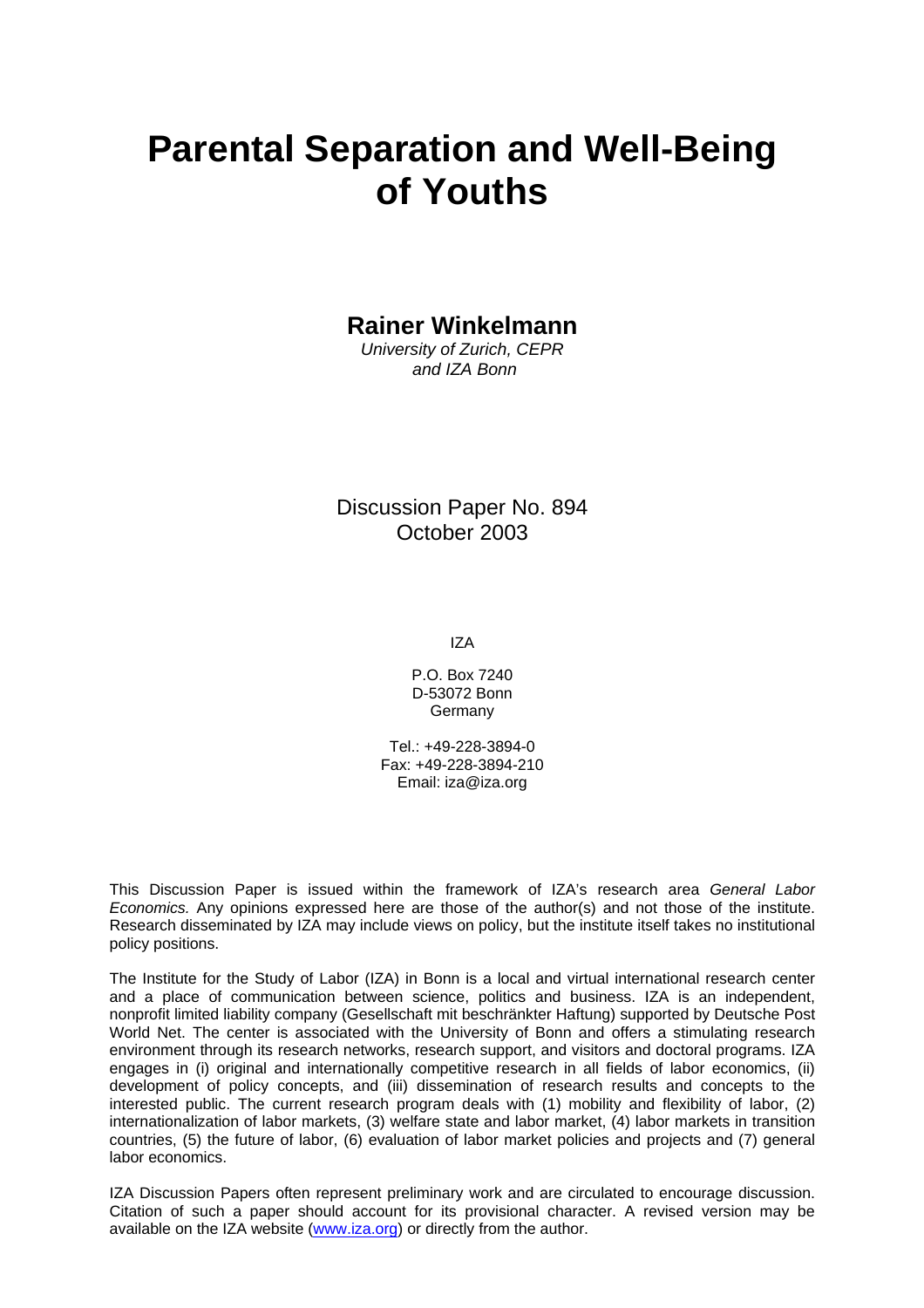# Parental Separation and Well-Being of Youths

**Rainer Winkelmann**  
*University of Zurich, CEPR and IZA Bonn*

Discussion Paper No. 894  
October 2003

IZA

P.O. Box 7240  
D-53072 Bonn  
Germany

Tel.: +49-228-3894-0  
Fax: +49-228-3894-210  
Email: iza@iza.org

This Discussion Paper is issued within the framework of IZA's research area *General Labor Economics.* Any opinions expressed here are those of the author(s) and not those of the institute. Research disseminated by IZA may include views on policy, but the institute itself takes no institutional policy positions.

The Institute for the Study of Labor (IZA) in Bonn is a local and virtual international research center and a place of communication between science, politics and business. IZA is an independent, nonprofit limited liability company (Gesellschaft mit beschränkter Haftung) supported by Deutsche Post World Net. The center is associated with the University of Bonn and offers a stimulating research environment through its research networks, research support, and visitors and doctoral programs. IZA engages in (i) original and internationally competitive research in all fields of labor economics, (ii) development of policy concepts, and (iii) dissemination of research results and concepts to the interested public. The current research program deals with (1) mobility and flexibility of labor, (2) internationalization of labor markets, (3) welfare state and labor market, (4) labor markets in transition countries, (5) the future of labor, (6) evaluation of labor market policies and projects and (7) general labor economics.

IZA Discussion Papers often represent preliminary work and are circulated to encourage discussion. Citation of such a paper should account for its provisional character. A revised version may be available on the IZA website (www.iza.org) or directly from the author.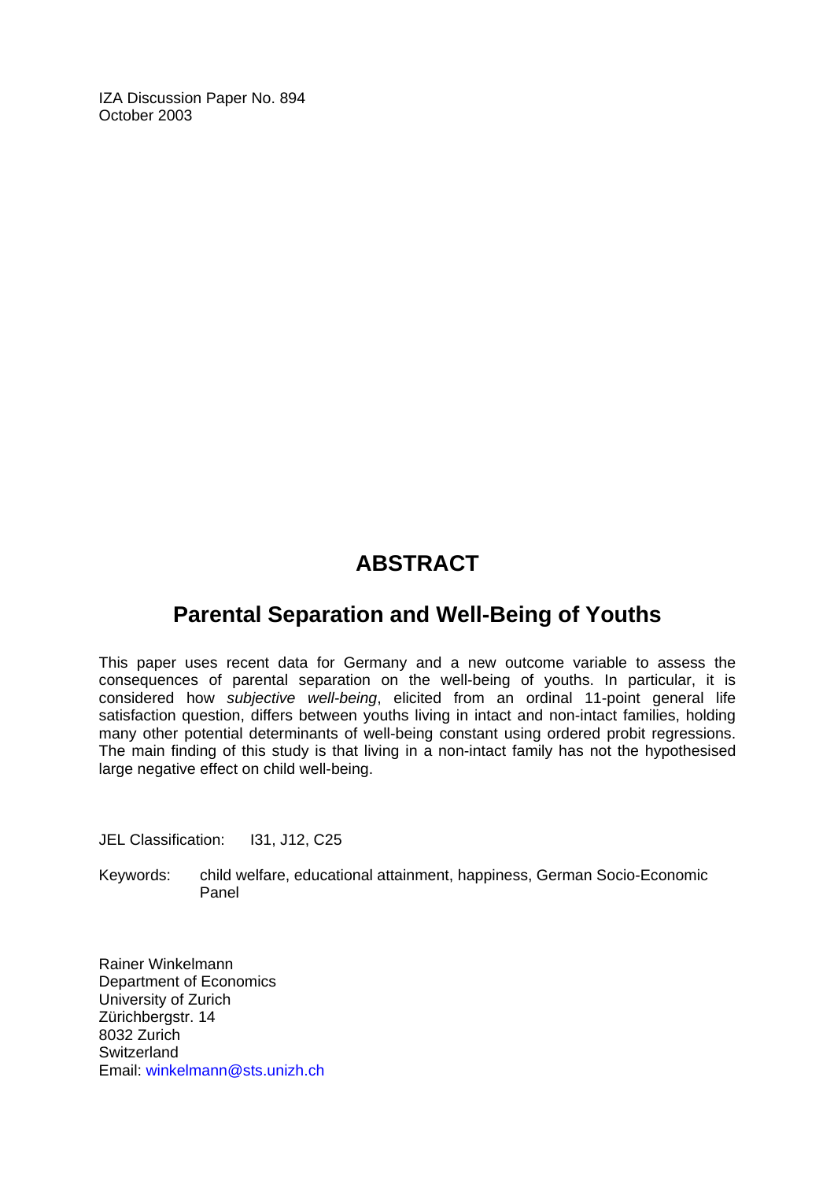IZA Discussion Paper No. 894
October 2003

## ABSTRACT

## Parental Separation and Well-Being of Youths

This paper uses recent data for Germany and a new outcome variable to assess the consequences of parental separation on the well-being of youths. In particular, it is considered how *subjective well-being*, elicited from an ordinal 11-point general life satisfaction question, differs between youths living in intact and non-intact families, holding many other potential determinants of well-being constant using ordered probit regressions. The main finding of this study is that living in a non-intact family has not the hypothesised large negative effect on child well-being.

JEL Classification: I31, J12, C25

Keywords: child welfare, educational attainment, happiness, German Socio-Economic Panel

Rainer Winkelmann
Department of Economics
University of Zurich
Zürichbergstr. 14
8032 Zurich
Switzerland
Email: winkelmann@sts.unizh.ch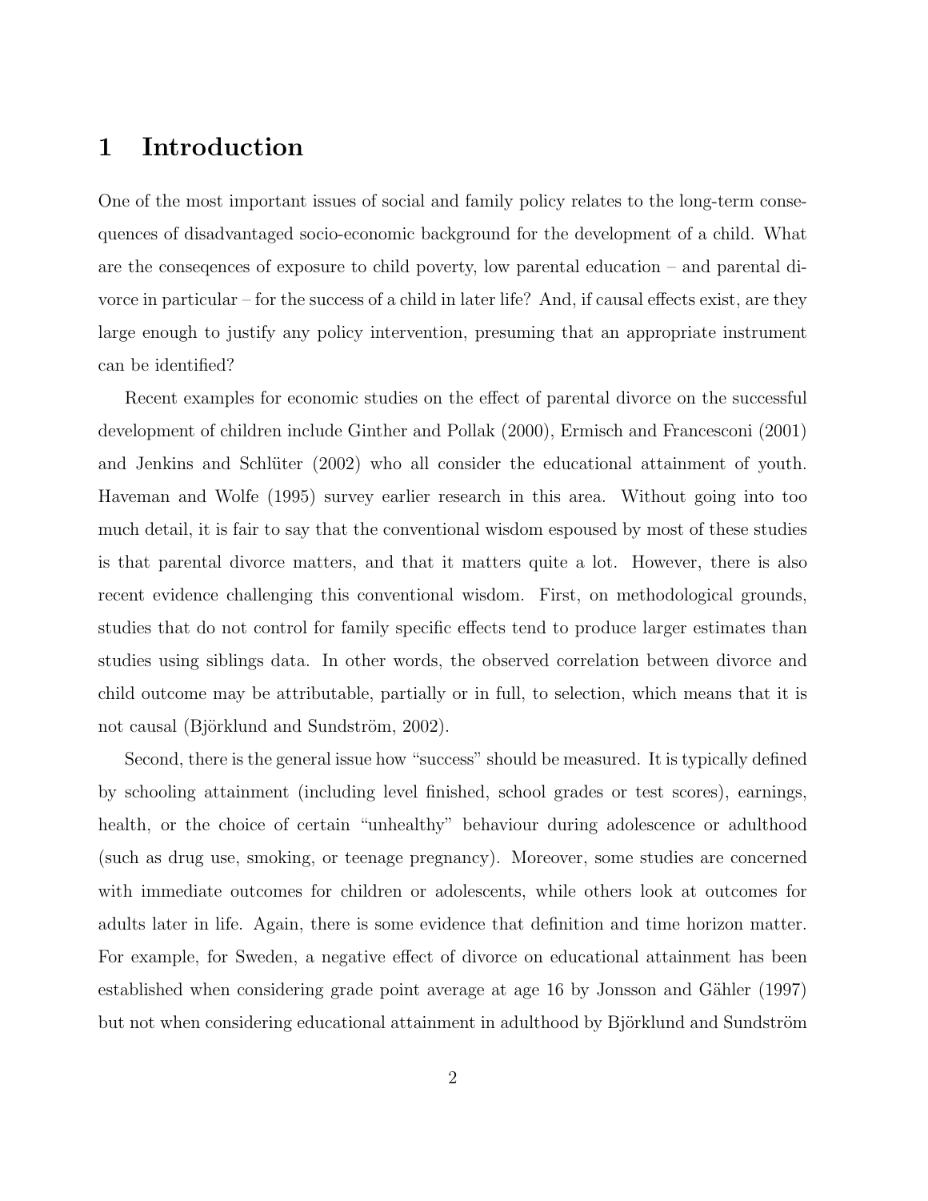# 1 Introduction

One of the most important issues of social and family policy relates to the long-term consequences of disadvantaged socio-economic background for the development of a child. What are the conseqences of exposure to child poverty, low parental education – and parental divorce in particular – for the success of a child in later life? And, if causal effects exist, are they large enough to justify any policy intervention, presuming that an appropriate instrument can be identified?

Recent examples for economic studies on the effect of parental divorce on the successful development of children include Ginther and Pollak (2000), Ermisch and Francesconi (2001) and Jenkins and Schlüter (2002) who all consider the educational attainment of youth. Haveman and Wolfe (1995) survey earlier research in this area. Without going into too much detail, it is fair to say that the conventional wisdom espoused by most of these studies is that parental divorce matters, and that it matters quite a lot. However, there is also recent evidence challenging this conventional wisdom. First, on methodological grounds, studies that do not control for family specific effects tend to produce larger estimates than studies using siblings data. In other words, the observed correlation between divorce and child outcome may be attributable, partially or in full, to selection, which means that it is not causal (Björklund and Sundström, 2002).

Second, there is the general issue how "success" should be measured. It is typically defined by schooling attainment (including level finished, school grades or test scores), earnings, health, or the choice of certain "unhealthy" behaviour during adolescence or adulthood (such as drug use, smoking, or teenage pregnancy). Moreover, some studies are concerned with immediate outcomes for children or adolescents, while others look at outcomes for adults later in life. Again, there is some evidence that definition and time horizon matter. For example, for Sweden, a negative effect of divorce on educational attainment has been established when considering grade point average at age 16 by Jonsson and Gähler (1997) but not when considering educational attainment in adulthood by Björklund and Sundström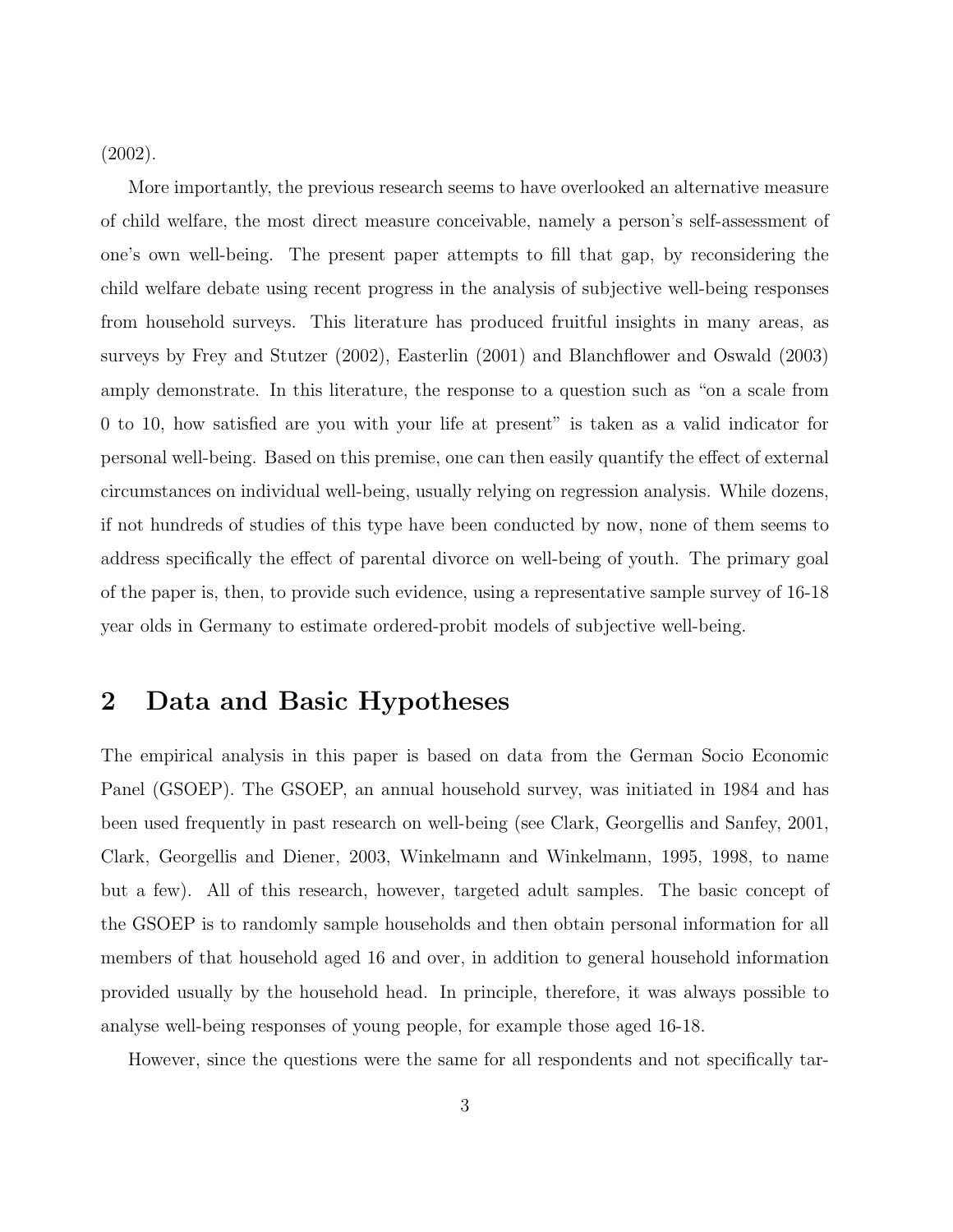(2002).

More importantly, the previous research seems to have overlooked an alternative measure of child welfare, the most direct measure conceivable, namely a person's self-assessment of one's own well-being. The present paper attempts to fill that gap, by reconsidering the child welfare debate using recent progress in the analysis of subjective well-being responses from household surveys. This literature has produced fruitful insights in many areas, as surveys by Frey and Stutzer (2002), Easterlin (2001) and Blanchflower and Oswald (2003) amply demonstrate. In this literature, the response to a question such as "on a scale from 0 to 10, how satisfied are you with your life at present" is taken as a valid indicator for personal well-being. Based on this premise, one can then easily quantify the effect of external circumstances on individual well-being, usually relying on regression analysis. While dozens, if not hundreds of studies of this type have been conducted by now, none of them seems to address specifically the effect of parental divorce on well-being of youth. The primary goal of the paper is, then, to provide such evidence, using a representative sample survey of 16-18 year olds in Germany to estimate ordered-probit models of subjective well-being.

## 2 Data and Basic Hypotheses

The empirical analysis in this paper is based on data from the German Socio Economic Panel (GSOEP). The GSOEP, an annual household survey, was initiated in 1984 and has been used frequently in past research on well-being (see Clark, Georgellis and Sanfey, 2001, Clark, Georgellis and Diener, 2003, Winkelmann and Winkelmann, 1995, 1998, to name but a few). All of this research, however, targeted adult samples. The basic concept of the GSOEP is to randomly sample households and then obtain personal information for all members of that household aged 16 and over, in addition to general household information provided usually by the household head. In principle, therefore, it was always possible to analyse well-being responses of young people, for example those aged 16-18.

However, since the questions were the same for all respondents and not specifically tar-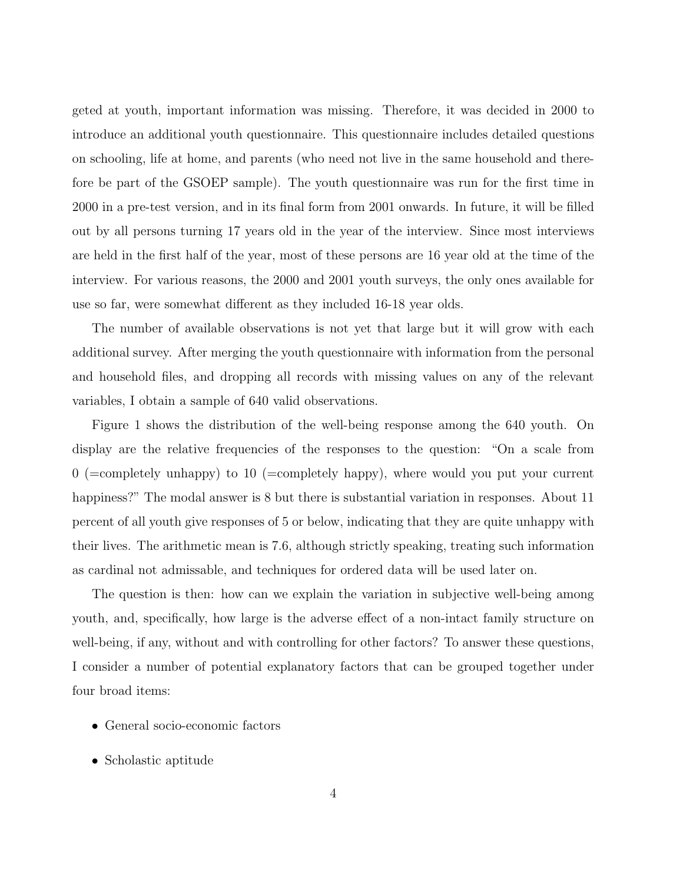geted at youth, important information was missing. Therefore, it was decided in 2000 to introduce an additional youth questionnaire. This questionnaire includes detailed questions on schooling, life at home, and parents (who need not live in the same household and therefore be part of the GSOEP sample). The youth questionnaire was run for the first time in 2000 in a pre-test version, and in its final form from 2001 onwards. In future, it will be filled out by all persons turning 17 years old in the year of the interview. Since most interviews are held in the first half of the year, most of these persons are 16 year old at the time of the interview. For various reasons, the 2000 and 2001 youth surveys, the only ones available for use so far, were somewhat different as they included 16-18 year olds.

The number of available observations is not yet that large but it will grow with each additional survey. After merging the youth questionnaire with information from the personal and household files, and dropping all records with missing values on any of the relevant variables, I obtain a sample of 640 valid observations.

Figure 1 shows the distribution of the well-being response among the 640 youth. On display are the relative frequencies of the responses to the question: "On a scale from 0 (=completely unhappy) to 10 (=completely happy), where would you put your current happiness?" The modal answer is 8 but there is substantial variation in responses. About 11 percent of all youth give responses of 5 or below, indicating that they are quite unhappy with their lives. The arithmetic mean is 7.6, although strictly speaking, treating such information as cardinal not admissable, and techniques for ordered data will be used later on.

The question is then: how can we explain the variation in subjective well-being among youth, and, specifically, how large is the adverse effect of a non-intact family structure on well-being, if any, without and with controlling for other factors? To answer these questions, I consider a number of potential explanatory factors that can be grouped together under four broad items:

- General socio-economic factors
- Scholastic aptitude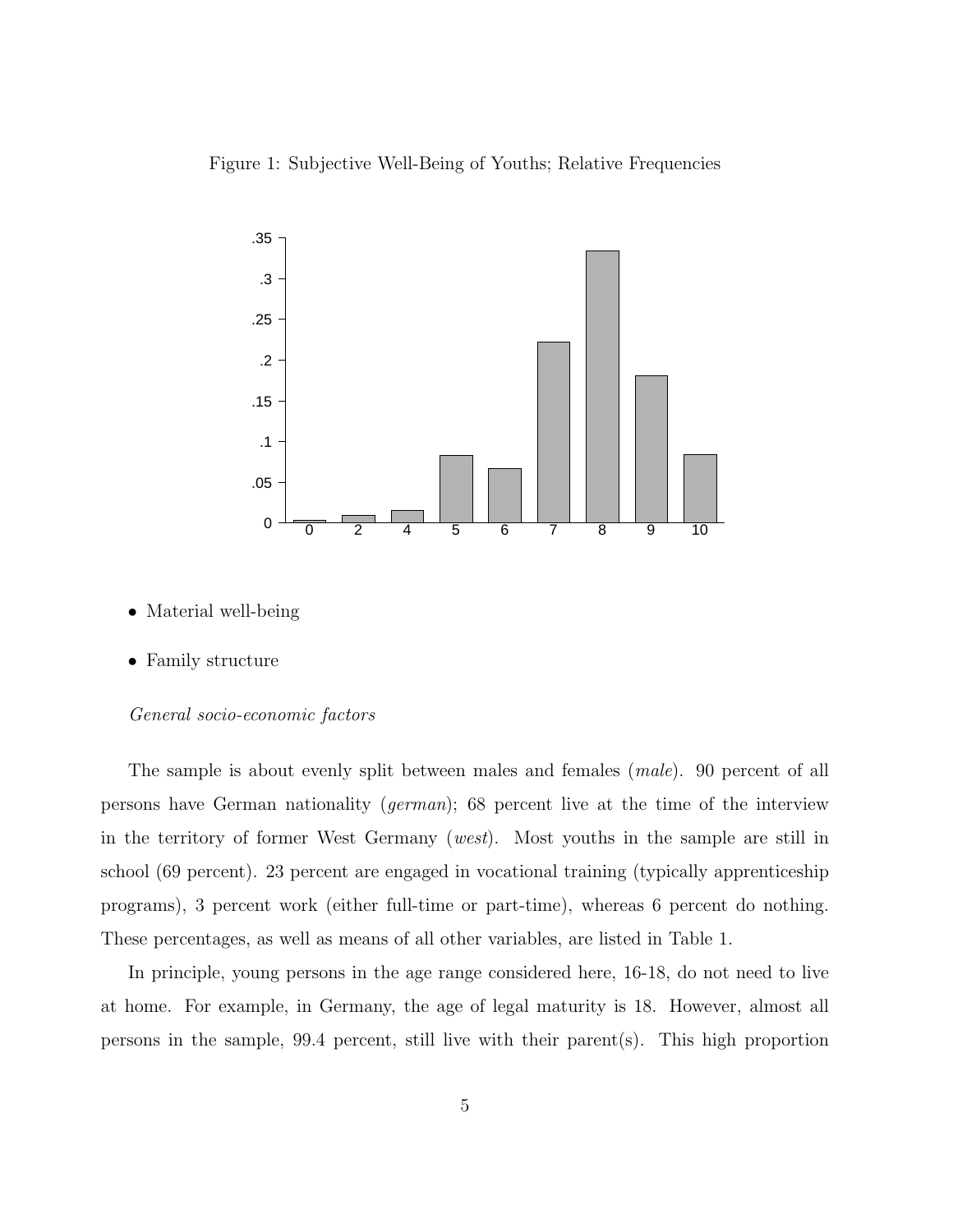Figure 1: Subjective Well-Being of Youths; Relative Frequencies

.35
.3
.25
.2
.15
.1
.05
0

0 2 4 5 6 7 8 9 10

- Material well-being
- Family structure

*General socio-economic factors*

The sample is about evenly split between males and females (*male*). 90 percent of all persons have German nationality (*german*); 68 percent live at the time of the interview in the territory of former West Germany (*west*). Most youths in the sample are still in school (69 percent). 23 percent are engaged in vocational training (typically apprenticeship programs), 3 percent work (either full-time or part-time), whereas 6 percent do nothing. These percentages, as well as means of all other variables, are listed in Table 1.

In principle, young persons in the age range considered here, 16-18, do not need to live at home. For example, in Germany, the age of legal maturity is 18. However, almost all persons in the sample, 99.4 percent, still live with their parent(s). This high proportion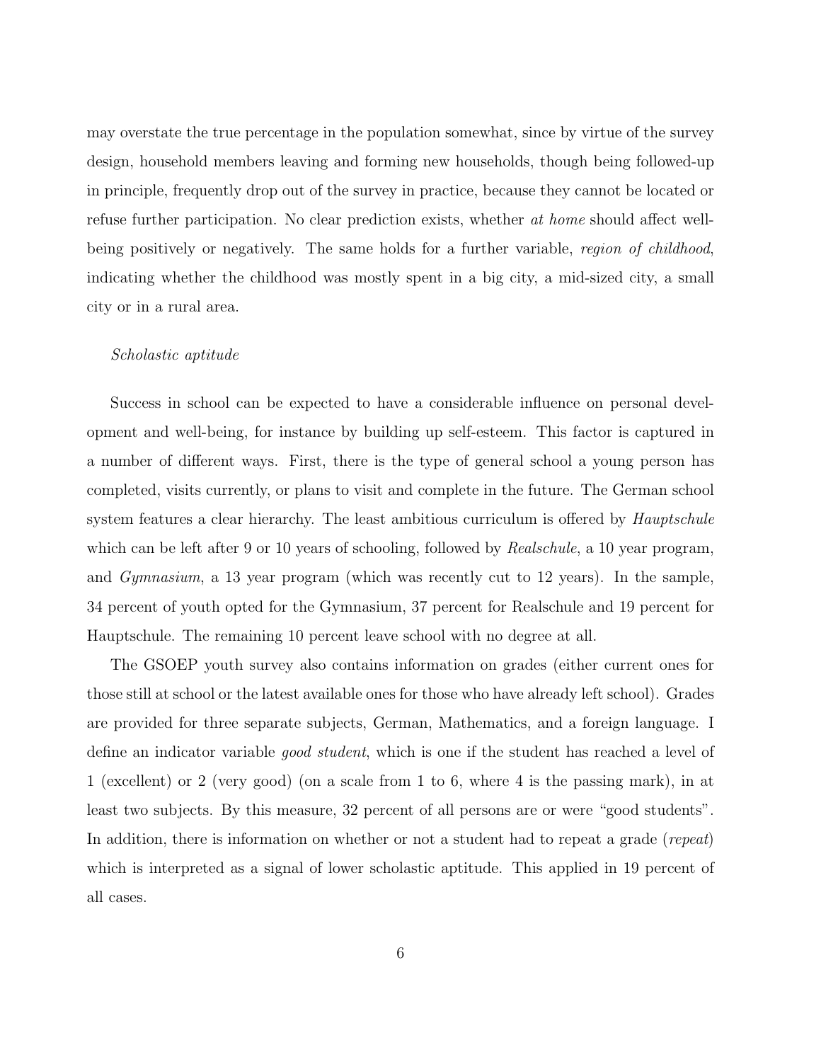may overstate the true percentage in the population somewhat, since by virtue of the survey design, household members leaving and forming new households, though being followed-up in principle, frequently drop out of the survey in practice, because they cannot be located or refuse further participation. No clear prediction exists, whether *at home* should affect well-being positively or negatively. The same holds for a further variable, *region of childhood*, indicating whether the childhood was mostly spent in a big city, a mid-sized city, a small city or in a rural area.

*Scholastic aptitude*

Success in school can be expected to have a considerable influence on personal development and well-being, for instance by building up self-esteem. This factor is captured in a number of different ways. First, there is the type of general school a young person has completed, visits currently, or plans to visit and complete in the future. The German school system features a clear hierarchy. The least ambitious curriculum is offered by *Hauptschule* which can be left after 9 or 10 years of schooling, followed by *Realschule*, a 10 year program, and *Gymnasium*, a 13 year program (which was recently cut to 12 years). In the sample, 34 percent of youth opted for the Gymnasium, 37 percent for Realschule and 19 percent for Hauptschule. The remaining 10 percent leave school with no degree at all.

The GSOEP youth survey also contains information on grades (either current ones for those still at school or the latest available ones for those who have already left school). Grades are provided for three separate subjects, German, Mathematics, and a foreign language. I define an indicator variable *good student*, which is one if the student has reached a level of 1 (excellent) or 2 (very good) (on a scale from 1 to 6, where 4 is the passing mark), in at least two subjects. By this measure, 32 percent of all persons are or were "good students". In addition, there is information on whether or not a student had to repeat a grade (*repeat*) which is interpreted as a signal of lower scholastic aptitude. This applied in 19 percent of all cases.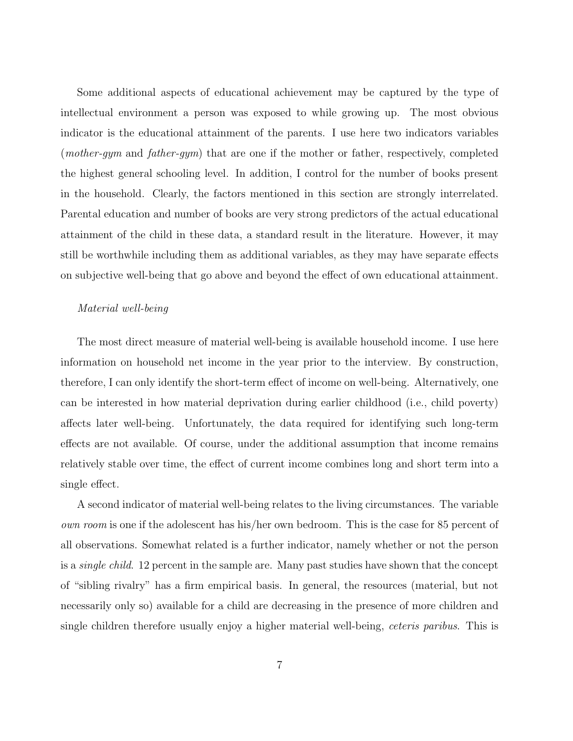Some additional aspects of educational achievement may be captured by the type of intellectual environment a person was exposed to while growing up. The most obvious indicator is the educational attainment of the parents. I use here two indicators variables (*mother-gym* and *father-gym*) that are one if the mother or father, respectively, completed the highest general schooling level. In addition, I control for the number of books present in the household. Clearly, the factors mentioned in this section are strongly interrelated. Parental education and number of books are very strong predictors of the actual educational attainment of the child in these data, a standard result in the literature. However, it may still be worthwhile including them as additional variables, as they may have separate effects on subjective well-being that go above and beyond the effect of own educational attainment.

*Material well-being*

The most direct measure of material well-being is available household income. I use here information on household net income in the year prior to the interview. By construction, therefore, I can only identify the short-term effect of income on well-being. Alternatively, one can be interested in how material deprivation during earlier childhood (i.e., child poverty) affects later well-being. Unfortunately, the data required for identifying such long-term effects are not available. Of course, under the additional assumption that income remains relatively stable over time, the effect of current income combines long and short term into a single effect.

A second indicator of material well-being relates to the living circumstances. The variable *own room* is one if the adolescent has his/her own bedroom. This is the case for 85 percent of all observations. Somewhat related is a further indicator, namely whether or not the person is a *single child*. 12 percent in the sample are. Many past studies have shown that the concept of "sibling rivalry" has a firm empirical basis. In general, the resources (material, but not necessarily only so) available for a child are decreasing in the presence of more children and single children therefore usually enjoy a higher material well-being, *ceteris paribus*. This is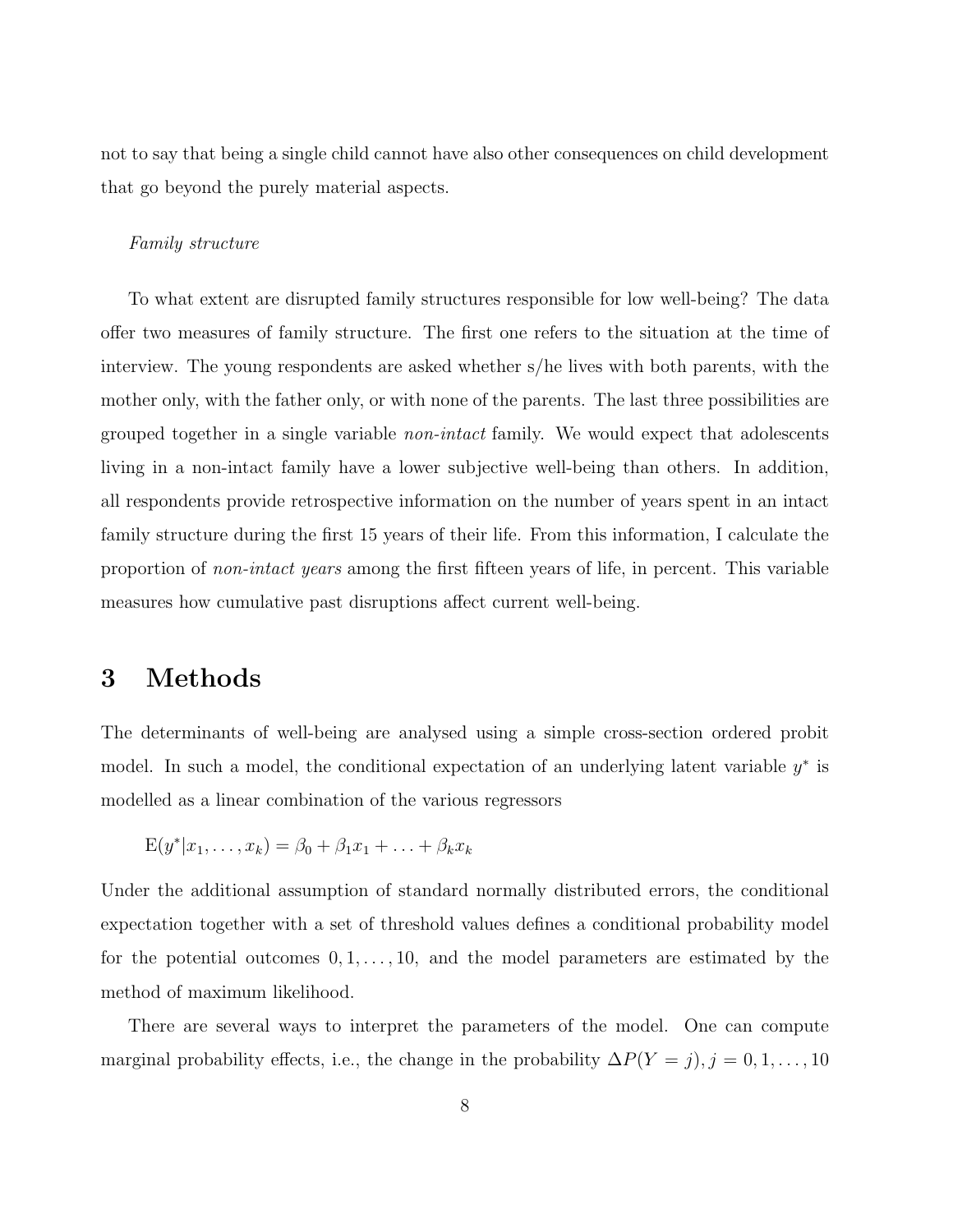not to say that being a single child cannot have also other consequences on child development that go beyond the purely material aspects.

*Family structure*

To what extent are disrupted family structures responsible for low well-being? The data offer two measures of family structure. The first one refers to the situation at the time of interview. The young respondents are asked whether s/he lives with both parents, with the mother only, with the father only, or with none of the parents. The last three possibilities are grouped together in a single variable *non-intact* family. We would expect that adolescents living in a non-intact family have a lower subjective well-being than others. In addition, all respondents provide retrospective information on the number of years spent in an intact family structure during the first 15 years of their life. From this information, I calculate the proportion of *non-intact years* among the first fifteen years of life, in percent. This variable measures how cumulative past disruptions affect current well-being.

# 3 Methods

The determinants of well-being are analysed using a simple cross-section ordered probit model. In such a model, the conditional expectation of an underlying latent variable $y^*$ is modelled as a linear combination of the various regressors

$$\mathrm{E}(y^*|x_1, \ldots, x_k) = \beta_0 + \beta_1 x_1 + \ldots + \beta_k x_k$$

Under the additional assumption of standard normally distributed errors, the conditional expectation together with a set of threshold values defines a conditional probability model for the potential outcomes $0, 1, \ldots, 10$, and the model parameters are estimated by the method of maximum likelihood.

There are several ways to interpret the parameters of the model. One can compute marginal probability effects, i.e., the change in the probability $\Delta P(Y = j), j = 0, 1, \ldots, 10$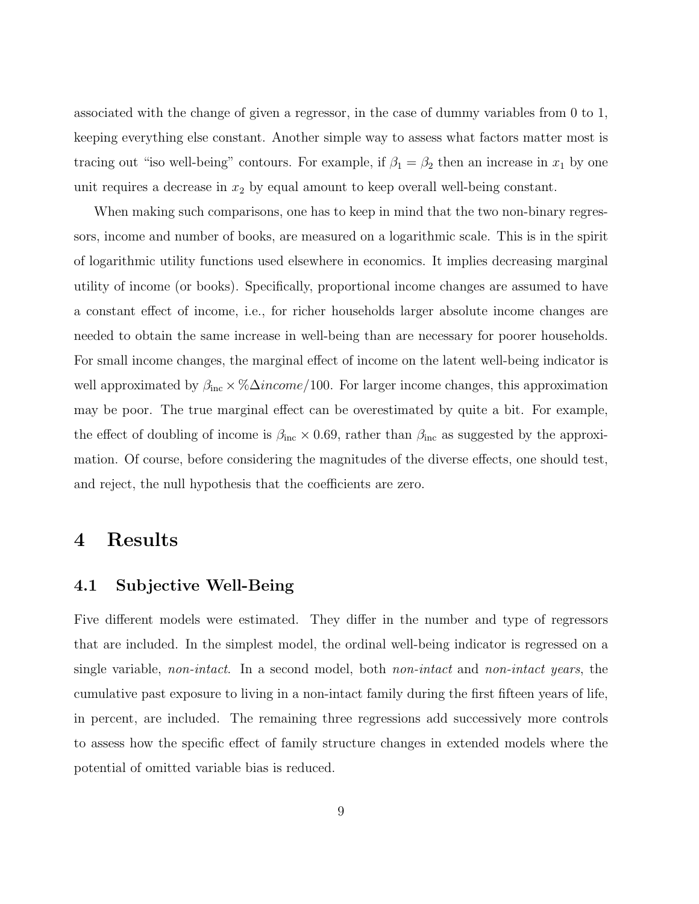associated with the change of given a regressor, in the case of dummy variables from 0 to 1, keeping everything else constant. Another simple way to assess what factors matter most is tracing out "iso well-being" contours. For example, if $\beta_1 = \beta_2$ then an increase in $x_1$ by one unit requires a decrease in $x_2$ by equal amount to keep overall well-being constant.

When making such comparisons, one has to keep in mind that the two non-binary regressors, income and number of books, are measured on a logarithmic scale. This is in the spirit of logarithmic utility functions used elsewhere in economics. It implies decreasing marginal utility of income (or books). Specifically, proportional income changes are assumed to have a constant effect of income, i.e., for richer households larger absolute income changes are needed to obtain the same increase in well-being than are necessary for poorer households. For small income changes, the marginal effect of income on the latent well-being indicator is well approximated by $\beta_{\text{inc}} \times \%\Delta income/100$. For larger income changes, this approximation may be poor. The true marginal effect can be overestimated by quite a bit. For example, the effect of doubling of income is $\beta_{\text{inc}} \times 0.69$, rather than $\beta_{\text{inc}}$ as suggested by the approximation. Of course, before considering the magnitudes of the diverse effects, one should test, and reject, the null hypothesis that the coefficients are zero.

# 4 Results

## 4.1 Subjective Well-Being

Five different models were estimated. They differ in the number and type of regressors that are included. In the simplest model, the ordinal well-being indicator is regressed on a single variable, *non-intact*. In a second model, both *non-intact* and *non-intact years*, the cumulative past exposure to living in a non-intact family during the first fifteen years of life, in percent, are included. The remaining three regressions add successively more controls to assess how the specific effect of family structure changes in extended models where the potential of omitted variable bias is reduced.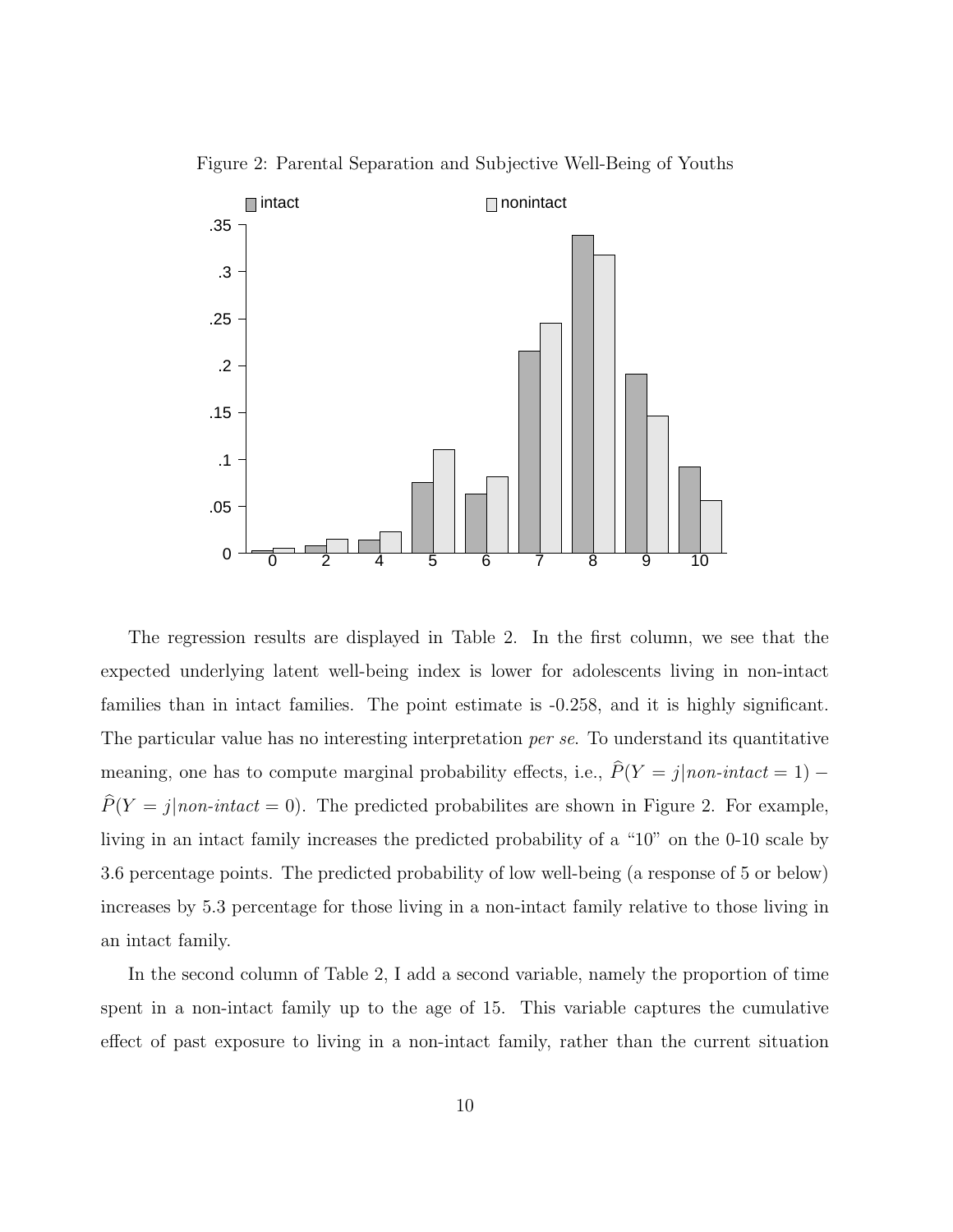Figure 2: Parental Separation and Subjective Well-Being of Youths

intact

nonintact

.35

.3

.25

.2

.15

.1

.05

0

0 2 4 5 6 7 8 9 10

The regression results are displayed in Table 2. In the first column, we see that the expected underlying latent well-being index is lower for adolescents living in non-intact families than in intact families. The point estimate is -0.258, and it is highly significant. The particular value has no interesting interpretation *per se*. To understand its quantitative meaning, one has to compute marginal probability effects, i.e., $\widehat{P}(Y = j|non\text{-}intact = 1) - \widehat{P}(Y = j|non\text{-}intact = 0)$. The predicted probabilites are shown in Figure 2. For example, living in an intact family increases the predicted probability of a "10" on the 0-10 scale by 3.6 percentage points. The predicted probability of low well-being (a response of 5 or below) increases by 5.3 percentage for those living in a non-intact family relative to those living in an intact family.

In the second column of Table 2, I add a second variable, namely the proportion of time spent in a non-intact family up to the age of 15. This variable captures the cumulative effect of past exposure to living in a non-intact family, rather than the current situation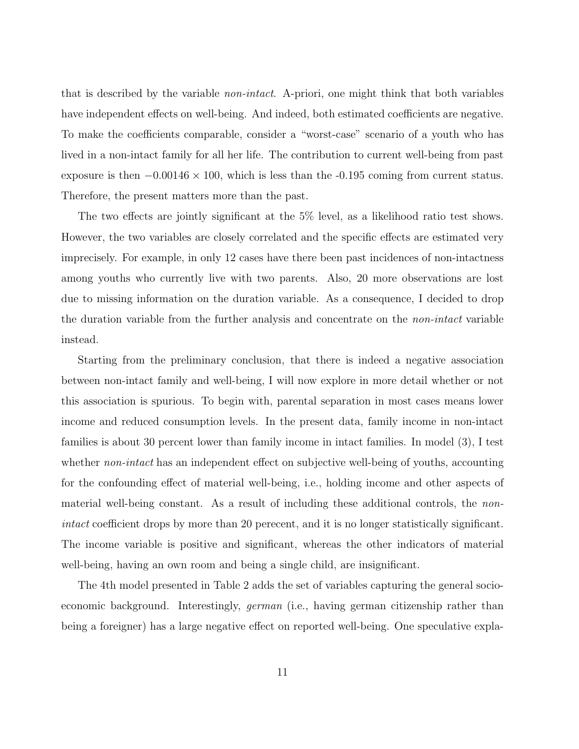that is described by the variable *non-intact*. A-priori, one might think that both variables have independent effects on well-being. And indeed, both estimated coefficients are negative. To make the coefficients comparable, consider a "worst-case" scenario of a youth who has lived in a non-intact family for all her life. The contribution to current well-being from past exposure is then $-0.00146 \times 100$, which is less than the -0.195 coming from current status. Therefore, the present matters more than the past.

The two effects are jointly significant at the 5% level, as a likelihood ratio test shows. However, the two variables are closely correlated and the specific effects are estimated very imprecisely. For example, in only 12 cases have there been past incidences of non-intactness among youths who currently live with two parents. Also, 20 more observations are lost due to missing information on the duration variable. As a consequence, I decided to drop the duration variable from the further analysis and concentrate on the *non-intact* variable instead.

Starting from the preliminary conclusion, that there is indeed a negative association between non-intact family and well-being, I will now explore in more detail whether or not this association is spurious. To begin with, parental separation in most cases means lower income and reduced consumption levels. In the present data, family income in non-intact families is about 30 percent lower than family income in intact families. In model (3), I test whether *non-intact* has an independent effect on subjective well-being of youths, accounting for the confounding effect of material well-being, i.e., holding income and other aspects of material well-being constant. As a result of including these additional controls, the *non-intact* coefficient drops by more than 20 perecent, and it is no longer statistically significant. The income variable is positive and significant, whereas the other indicators of material well-being, having an own room and being a single child, are insignificant.

The 4th model presented in Table 2 adds the set of variables capturing the general socio-economic background. Interestingly, *german* (i.e., having german citizenship rather than being a foreigner) has a large negative effect on reported well-being. One speculative expla-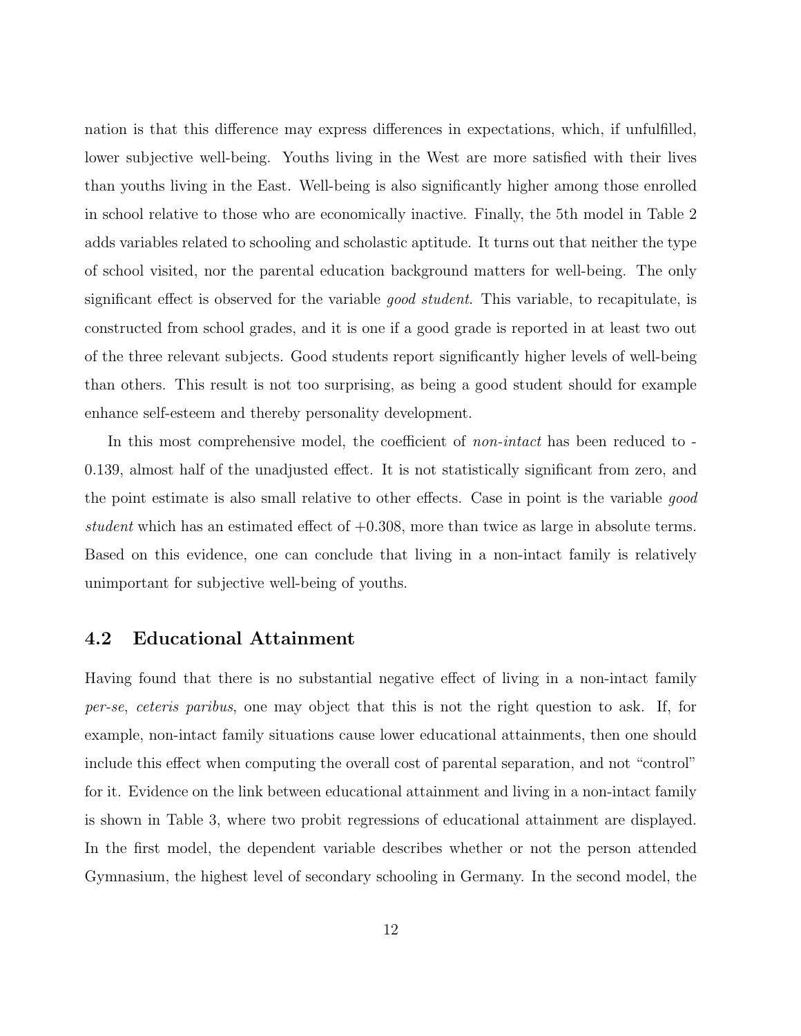nation is that this difference may express differences in expectations, which, if unfulfilled, lower subjective well-being. Youths living in the West are more satisfied with their lives than youths living in the East. Well-being is also significantly higher among those enrolled in school relative to those who are economically inactive. Finally, the 5th model in Table 2 adds variables related to schooling and scholastic aptitude. It turns out that neither the type of school visited, nor the parental education background matters for well-being. The only significant effect is observed for the variable *good student*. This variable, to recapitulate, is constructed from school grades, and it is one if a good grade is reported in at least two out of the three relevant subjects. Good students report significantly higher levels of well-being than others. This result is not too surprising, as being a good student should for example enhance self-esteem and thereby personality development.

In this most comprehensive model, the coefficient of *non-intact* has been reduced to -0.139, almost half of the unadjusted effect. It is not statistically significant from zero, and the point estimate is also small relative to other effects. Case in point is the variable *good student* which has an estimated effect of +0.308, more than twice as large in absolute terms. Based on this evidence, one can conclude that living in a non-intact family is relatively unimportant for subjective well-being of youths.

## 4.2 Educational Attainment

Having found that there is no substantial negative effect of living in a non-intact family *per-se*, *ceteris paribus*, one may object that this is not the right question to ask. If, for example, non-intact family situations cause lower educational attainments, then one should include this effect when computing the overall cost of parental separation, and not "control" for it. Evidence on the link between educational attainment and living in a non-intact family is shown in Table 3, where two probit regressions of educational attainment are displayed. In the first model, the dependent variable describes whether or not the person attended Gymnasium, the highest level of secondary schooling in Germany. In the second model, the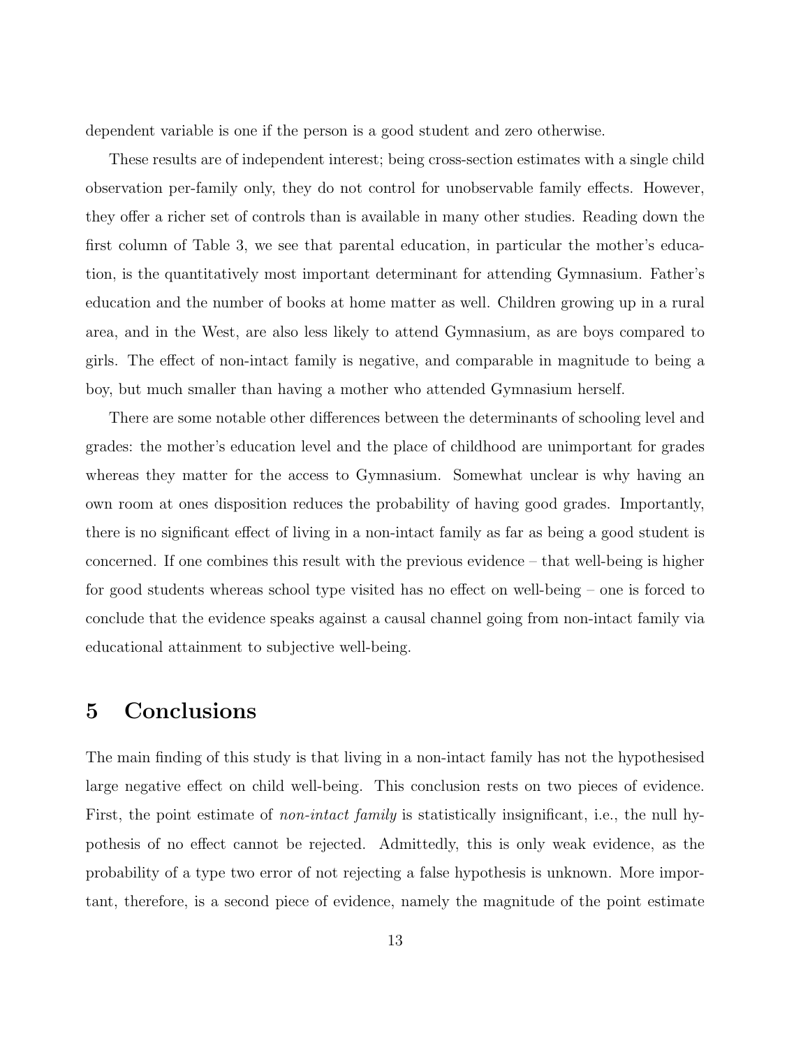dependent variable is one if the person is a good student and zero otherwise.

These results are of independent interest; being cross-section estimates with a single child observation per-family only, they do not control for unobservable family effects. However, they offer a richer set of controls than is available in many other studies. Reading down the first column of Table 3, we see that parental education, in particular the mother's education, is the quantitatively most important determinant for attending Gymnasium. Father's education and the number of books at home matter as well. Children growing up in a rural area, and in the West, are also less likely to attend Gymnasium, as are boys compared to girls. The effect of non-intact family is negative, and comparable in magnitude to being a boy, but much smaller than having a mother who attended Gymnasium herself.

There are some notable other differences between the determinants of schooling level and grades: the mother's education level and the place of childhood are unimportant for grades whereas they matter for the access to Gymnasium. Somewhat unclear is why having an own room at ones disposition reduces the probability of having good grades. Importantly, there is no significant effect of living in a non-intact family as far as being a good student is concerned. If one combines this result with the previous evidence – that well-being is higher for good students whereas school type visited has no effect on well-being – one is forced to conclude that the evidence speaks against a causal channel going from non-intact family via educational attainment to subjective well-being.

## 5 Conclusions

The main finding of this study is that living in a non-intact family has not the hypothesised large negative effect on child well-being. This conclusion rests on two pieces of evidence. First, the point estimate of *non-intact family* is statistically insignificant, i.e., the null hypothesis of no effect cannot be rejected. Admittedly, this is only weak evidence, as the probability of a type two error of not rejecting a false hypothesis is unknown. More important, therefore, is a second piece of evidence, namely the magnitude of the point estimate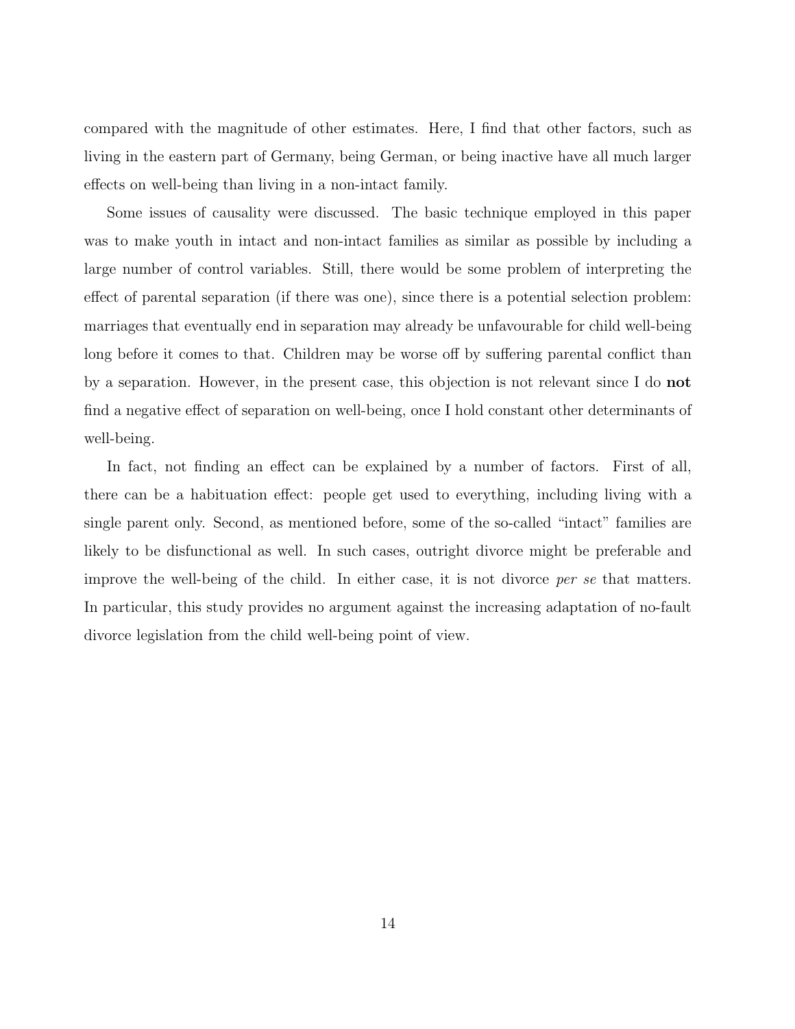compared with the magnitude of other estimates. Here, I find that other factors, such as living in the eastern part of Germany, being German, or being inactive have all much larger effects on well-being than living in a non-intact family.

Some issues of causality were discussed. The basic technique employed in this paper was to make youth in intact and non-intact families as similar as possible by including a large number of control variables. Still, there would be some problem of interpreting the effect of parental separation (if there was one), since there is a potential selection problem: marriages that eventually end in separation may already be unfavourable for child well-being long before it comes to that. Children may be worse off by suffering parental conflict than by a separation. However, in the present case, this objection is not relevant since I do **not** find a negative effect of separation on well-being, once I hold constant other determinants of well-being.

In fact, not finding an effect can be explained by a number of factors. First of all, there can be a habituation effect: people get used to everything, including living with a single parent only. Second, as mentioned before, some of the so-called "intact" families are likely to be disfunctional as well. In such cases, outright divorce might be preferable and improve the well-being of the child. In either case, it is not divorce *per se* that matters. In particular, this study provides no argument against the increasing adaptation of no-fault divorce legislation from the child well-being point of view.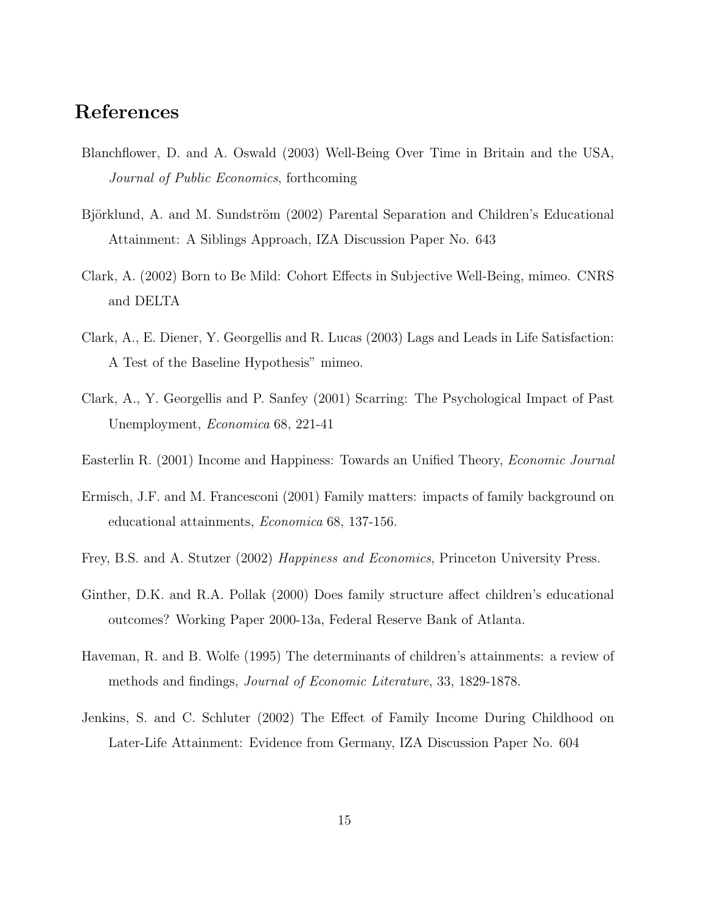## References

Blanchflower, D. and A. Oswald (2003) Well-Being Over Time in Britain and the USA, *Journal of Public Economics*, forthcoming

Björklund, A. and M. Sundström (2002) Parental Separation and Children's Educational Attainment: A Siblings Approach, IZA Discussion Paper No. 643

Clark, A. (2002) Born to Be Mild: Cohort Effects in Subjective Well-Being, mimeo. CNRS and DELTA

Clark, A., E. Diener, Y. Georgellis and R. Lucas (2003) Lags and Leads in Life Satisfaction: A Test of the Baseline Hypothesis" mimeo.

Clark, A., Y. Georgellis and P. Sanfey (2001) Scarring: The Psychological Impact of Past Unemployment, *Economica* 68, 221-41

Easterlin R. (2001) Income and Happiness: Towards an Unified Theory, *Economic Journal*

Ermisch, J.F. and M. Francesconi (2001) Family matters: impacts of family background on educational attainments, *Economica* 68, 137-156.

Frey, B.S. and A. Stutzer (2002) *Happiness and Economics*, Princeton University Press.

Ginther, D.K. and R.A. Pollak (2000) Does family structure affect children's educational outcomes? Working Paper 2000-13a, Federal Reserve Bank of Atlanta.

Haveman, R. and B. Wolfe (1995) The determinants of children's attainments: a review of methods and findings, *Journal of Economic Literature*, 33, 1829-1878.

Jenkins, S. and C. Schluter (2002) The Effect of Family Income During Childhood on Later-Life Attainment: Evidence from Germany, IZA Discussion Paper No. 604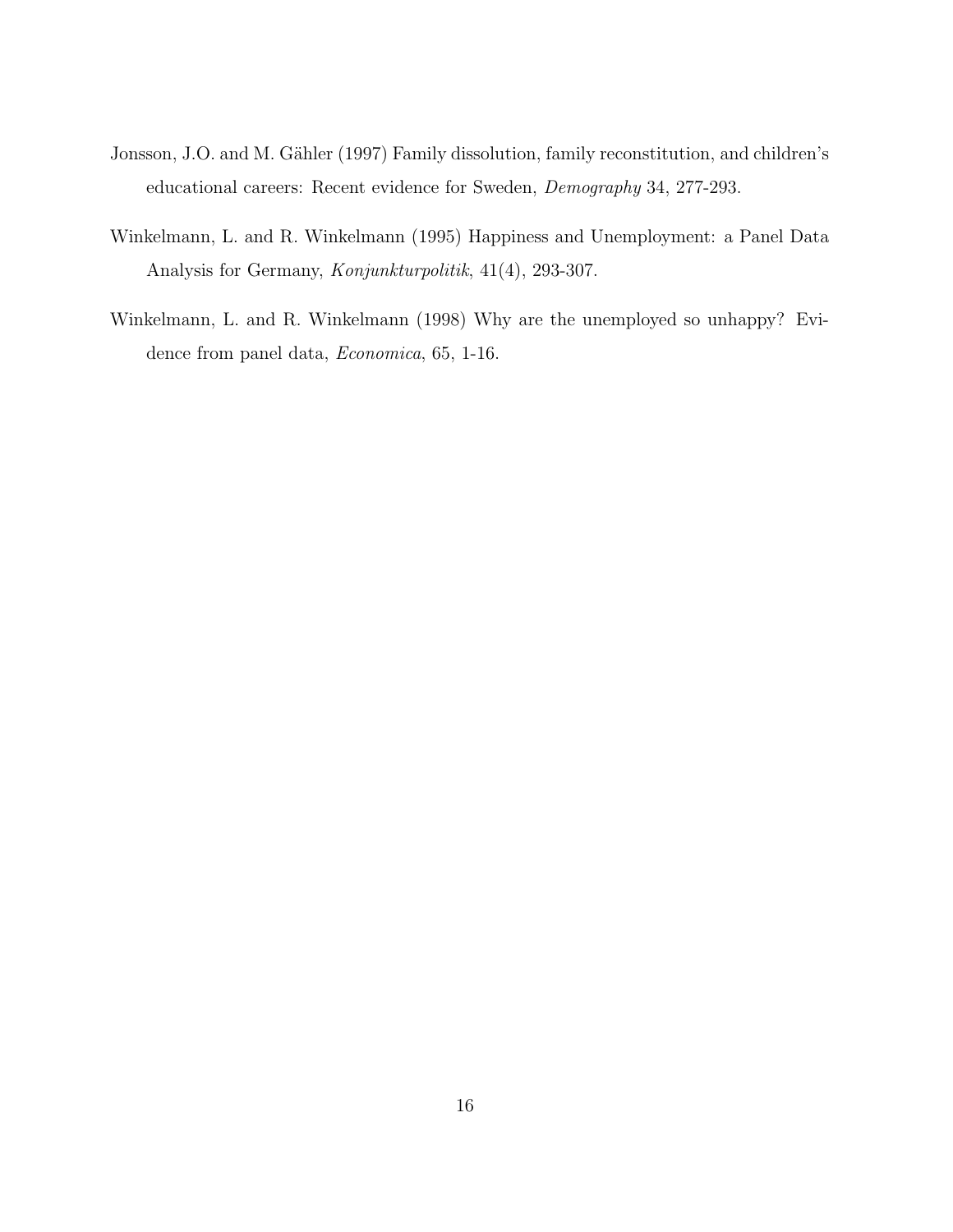Jonsson, J.O. and M. Gähler (1997) Family dissolution, family reconstitution, and children's educational careers: Recent evidence for Sweden, *Demography* 34, 277-293.

Winkelmann, L. and R. Winkelmann (1995) Happiness and Unemployment: a Panel Data Analysis for Germany, *Konjunkturpolitik*, 41(4), 293-307.

Winkelmann, L. and R. Winkelmann (1998) Why are the unemployed so unhappy? Evidence from panel data, *Economica*, 65, 1-16.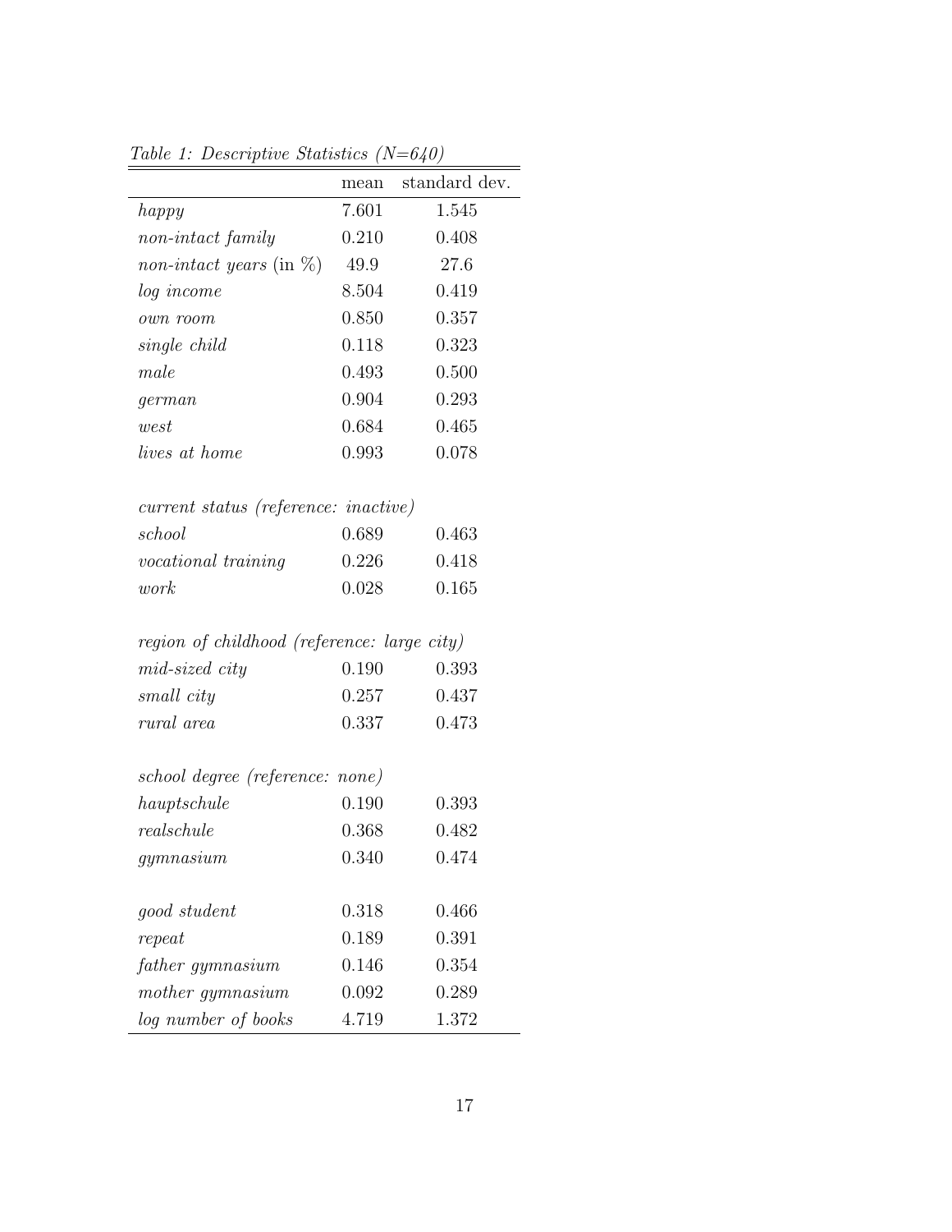*Table 1: Descriptive Statistics (N=640)*

| | mean | standard dev. |
|---|---|---|
| *happy* | 7.601 | 1.545 |
| *non-intact family* | 0.210 | 0.408 |
| *non-intact years* (in %) | 49.9 | 27.6 |
| *log income* | 8.504 | 0.419 |
| *own room* | 0.850 | 0.357 |
| *single child* | 0.118 | 0.323 |
| *male* | 0.493 | 0.500 |
| *german* | 0.904 | 0.293 |
| *west* | 0.684 | 0.465 |
| *lives at home* | 0.993 | 0.078 |
| | | |
| *current status (reference: inactive)* | | |
| *school* | 0.689 | 0.463 |
| *vocational training* | 0.226 | 0.418 |
| *work* | 0.028 | 0.165 |
| | | |
| *region of childhood (reference: large city)* | | |
| *mid-sized city* | 0.190 | 0.393 |
| *small city* | 0.257 | 0.437 |
| *rural area* | 0.337 | 0.473 |
| | | |
| *school degree (reference: none)* | | |
| *hauptschule* | 0.190 | 0.393 |
| *realschule* | 0.368 | 0.482 |
| *gymnasium* | 0.340 | 0.474 |
| | | |
| *good student* | 0.318 | 0.466 |
| *repeat* | 0.189 | 0.391 |
| *father gymnasium* | 0.146 | 0.354 |
| *mother gymnasium* | 0.092 | 0.289 |
| *log number of books* | 4.719 | 1.372 |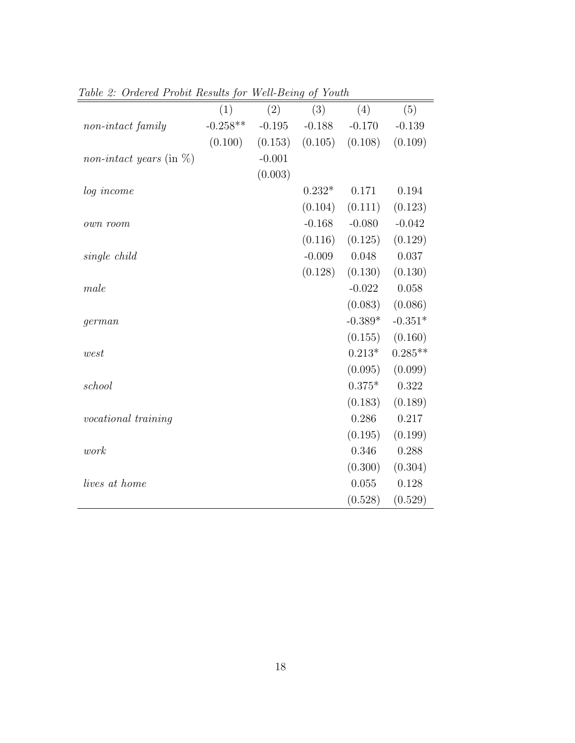*Table 2: Ordered Probit Results for Well-Being of Youth*

| | (1) | (2) | (3) | (4) | (5) |
|---|---|---|---|---|---|
| *non-intact family* | -0.258** | -0.195 | -0.188 | -0.170 | -0.139 |
| | (0.100) | (0.153) | (0.105) | (0.108) | (0.109) |
| *non-intact years* (in %) | | -0.001 | | | |
| | | (0.003) | | | |
| *log income* | | | 0.232* | 0.171 | 0.194 |
| | | | (0.104) | (0.111) | (0.123) |
| *own room* | | | -0.168 | -0.080 | -0.042 |
| | | | (0.116) | (0.125) | (0.129) |
| *single child* | | | -0.009 | 0.048 | 0.037 |
| | | | (0.128) | (0.130) | (0.130) |
| *male* | | | | -0.022 | 0.058 |
| | | | | (0.083) | (0.086) |
| *german* | | | | -0.389* | -0.351* |
| | | | | (0.155) | (0.160) |
| *west* | | | | 0.213* | 0.285** |
| | | | | (0.095) | (0.099) |
| *school* | | | | 0.375* | 0.322 |
| | | | | (0.183) | (0.189) |
| *vocational training* | | | | 0.286 | 0.217 |
| | | | | (0.195) | (0.199) |
| *work* | | | | 0.346 | 0.288 |
| | | | | (0.300) | (0.304) |
| *lives at home* | | | | 0.055 | 0.128 |
| | | | | (0.528) | (0.529) |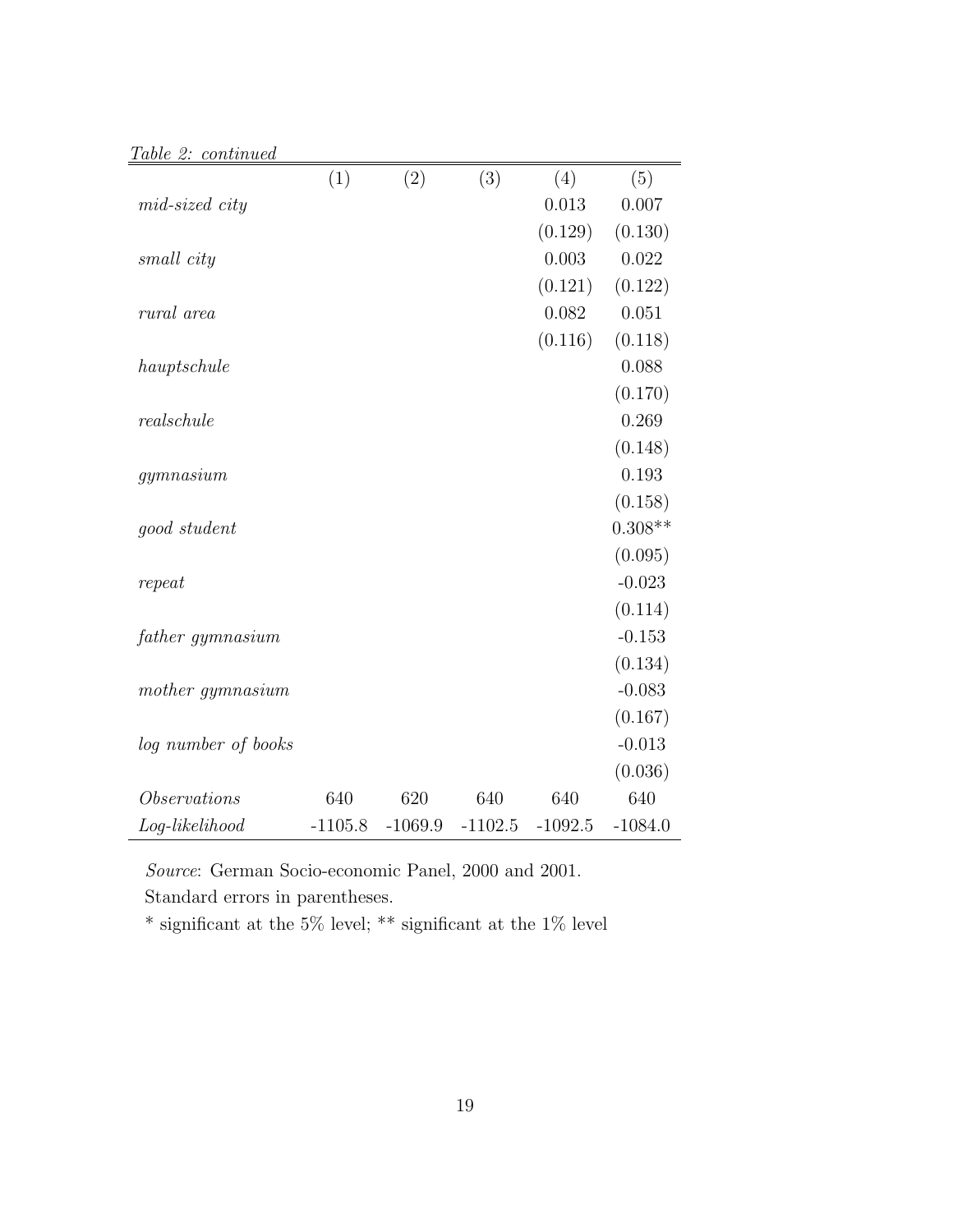*Table 2: continued*

| | (1) | (2) | (3) | (4) | (5) |
|---|---|---|---|---|---|
| *mid-sized city* | | | | 0.013 | 0.007 |
| | | | | (0.129) | (0.130) |
| *small city* | | | | 0.003 | 0.022 |
| | | | | (0.121) | (0.122) |
| *rural area* | | | | 0.082 | 0.051 |
| | | | | (0.116) | (0.118) |
| *hauptschule* | | | | | 0.088 |
| | | | | | (0.170) |
| *realschule* | | | | | 0.269 |
| | | | | | (0.148) |
| *gymnasium* | | | | | 0.193 |
| | | | | | (0.158) |
| *good student* | | | | | 0.308** |
| | | | | | (0.095) |
| *repeat* | | | | | -0.023 |
| | | | | | (0.114) |
| *father gymnasium* | | | | | -0.153 |
| | | | | | (0.134) |
| *mother gymnasium* | | | | | -0.083 |
| | | | | | (0.167) |
| *log number of books* | | | | | -0.013 |
| | | | | | (0.036) |
| *Observations* | 640 | 620 | 640 | 640 | 640 |
| *Log-likelihood* | -1105.8 | -1069.9 | -1102.5 | -1092.5 | -1084.0 |

*Source*: German Socio-economic Panel, 2000 and 2001.

Standard errors in parentheses.

* significant at the 5% level; ** significant at the 1% level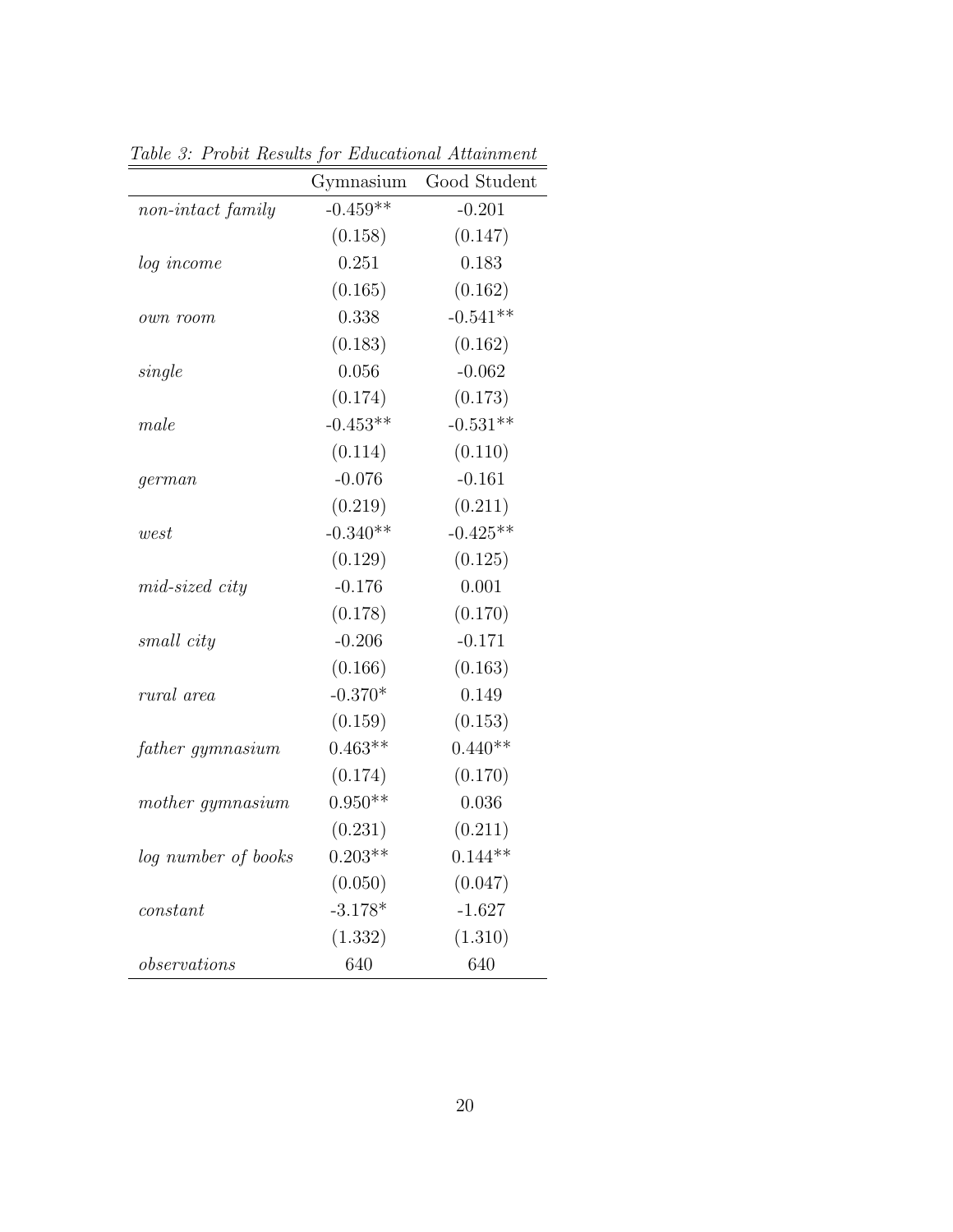*Table 3: Probit Results for Educational Attainment*

| | Gymnasium | Good Student |
|---|---|---|
| *non-intact family* | -0.459** | -0.201 |
| | (0.158) | (0.147) |
| *log income* | 0.251 | 0.183 |
| | (0.165) | (0.162) |
| *own room* | 0.338 | -0.541** |
| | (0.183) | (0.162) |
| *single* | 0.056 | -0.062 |
| | (0.174) | (0.173) |
| *male* | -0.453** | -0.531** |
| | (0.114) | (0.110) |
| *german* | -0.076 | -0.161 |
| | (0.219) | (0.211) |
| *west* | -0.340** | -0.425** |
| | (0.129) | (0.125) |
| *mid-sized city* | -0.176 | 0.001 |
| | (0.178) | (0.170) |
| *small city* | -0.206 | -0.171 |
| | (0.166) | (0.163) |
| *rural area* | -0.370* | 0.149 |
| | (0.159) | (0.153) |
| *father gymnasium* | 0.463** | 0.440** |
| | (0.174) | (0.170) |
| *mother gymnasium* | 0.950** | 0.036 |
| | (0.231) | (0.211) |
| *log number of books* | 0.203** | 0.144** |
| | (0.050) | (0.047) |
| *constant* | -3.178* | -1.627 |
| | (1.332) | (1.310) |
| *observations* | 640 | 640 |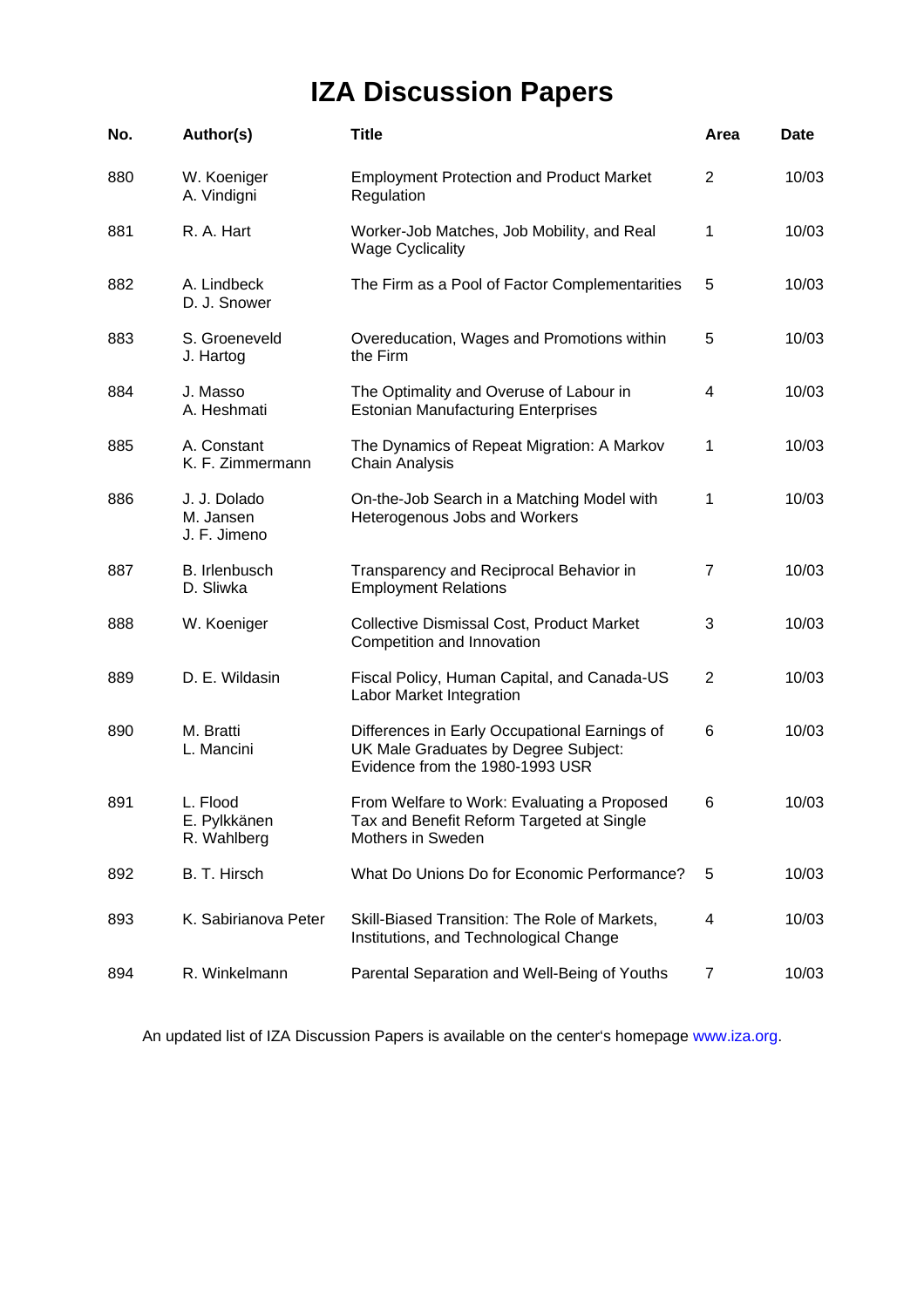# IZA Discussion Papers

| No. | Author(s) | Title | Area | Date |
|---|---|---|---|---|
| 880 | W. Koeniger<br>A. Vindigni | Employment Protection and Product Market Regulation | 2 | 10/03 |
| 881 | R. A. Hart | Worker-Job Matches, Job Mobility, and Real Wage Cyclicality | 1 | 10/03 |
| 882 | A. Lindbeck<br>D. J. Snower | The Firm as a Pool of Factor Complementarities | 5 | 10/03 |
| 883 | S. Groeneveld<br>J. Hartog | Overeducation, Wages and Promotions within the Firm | 5 | 10/03 |
| 884 | J. Masso<br>A. Heshmati | The Optimality and Overuse of Labour in Estonian Manufacturing Enterprises | 4 | 10/03 |
| 885 | A. Constant<br>K. F. Zimmermann | The Dynamics of Repeat Migration: A Markov Chain Analysis | 1 | 10/03 |
| 886 | J. J. Dolado<br>M. Jansen<br>J. F. Jimeno | On-the-Job Search in a Matching Model with Heterogenous Jobs and Workers | 1 | 10/03 |
| 887 | B. Irlenbusch<br>D. Sliwka | Transparency and Reciprocal Behavior in Employment Relations | 7 | 10/03 |
| 888 | W. Koeniger | Collective Dismissal Cost, Product Market Competition and Innovation | 3 | 10/03 |
| 889 | D. E. Wildasin | Fiscal Policy, Human Capital, and Canada-US Labor Market Integration | 2 | 10/03 |
| 890 | M. Bratti<br>L. Mancini | Differences in Early Occupational Earnings of UK Male Graduates by Degree Subject: Evidence from the 1980-1993 USR | 6 | 10/03 |
| 891 | L. Flood<br>E. Pylkkänen<br>R. Wahlberg | From Welfare to Work: Evaluating a Proposed Tax and Benefit Reform Targeted at Single Mothers in Sweden | 6 | 10/03 |
| 892 | B. T. Hirsch | What Do Unions Do for Economic Performance? | 5 | 10/03 |
| 893 | K. Sabirianova Peter | Skill-Biased Transition: The Role of Markets, Institutions, and Technological Change | 4 | 10/03 |
| 894 | R. Winkelmann | Parental Separation and Well-Being of Youths | 7 | 10/03 |

An updated list of IZA Discussion Papers is available on the center's homepage www.iza.org.